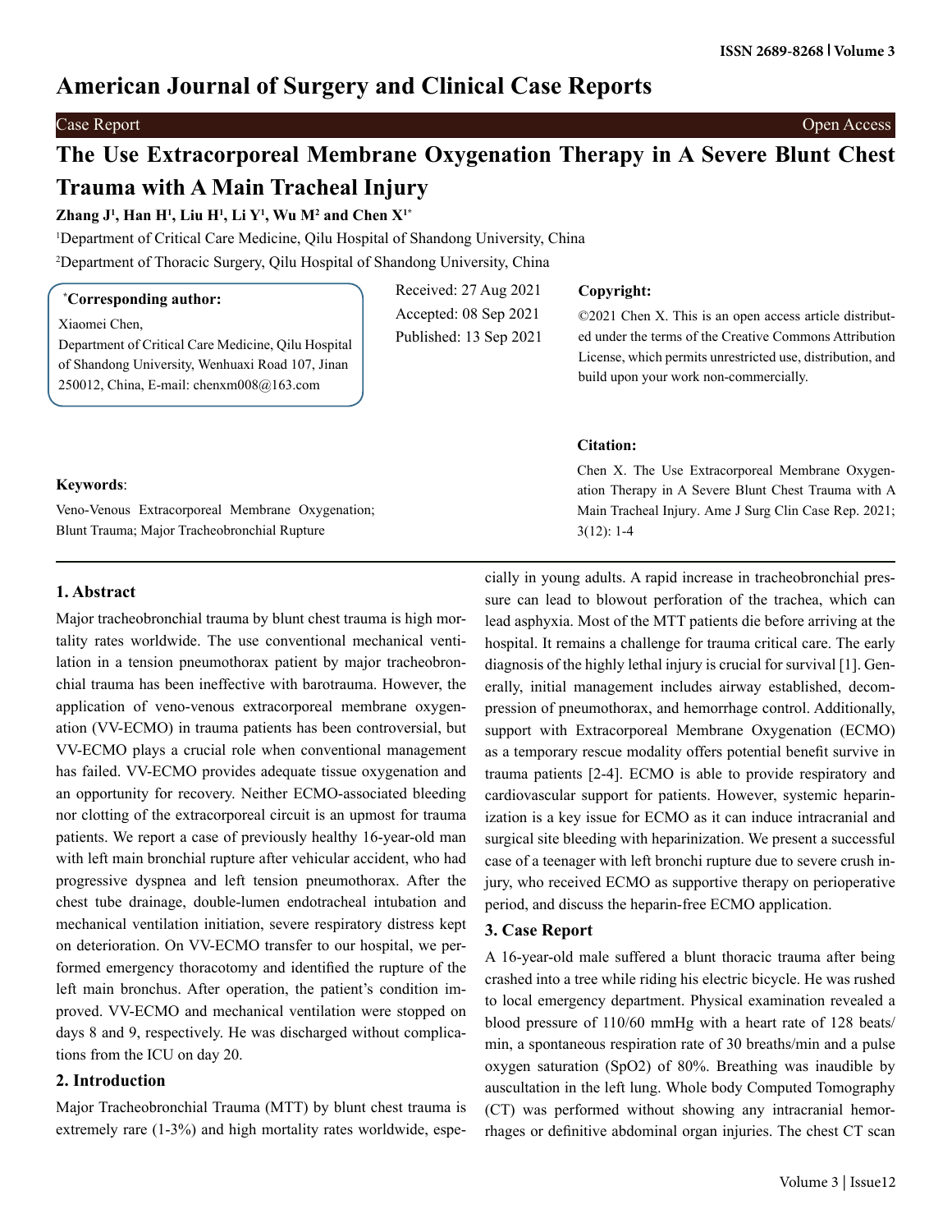# The Use Extracorporeal Membrane Oxygenation Therapy in A Severe Blunt Chest Trauma with A Main Tracheal Injury

**Zhang J[1], Han H[1], Liu H[1], Li Y[1], Wu M[2] and Chen X[1*]**

[1]Department of Critical Care Medicine, Qilu Hospital of Shandong University, China

[2]Department of Thoracic Surgery, Qilu Hospital of Shandong University, China

**[*]Corresponding author:**

Xiaomei Chen,
Department of Critical Care Medicine, Qilu Hospital of Shandong University, Wenhuaxi Road 107, Jinan 250012, China, E-mail: chenxm008@163.com

Received: 27 Aug 2021
Accepted: 08 Sep 2021
Published: 13 Sep 2021

**Copyright:**

©2021 Chen X. This is an open access article distributed under the terms of the Creative Commons Attribution License, which permits unrestricted use, distribution, and build upon your work non-commercially.

**Citation:**

Chen X. The Use Extracorporeal Membrane Oxygenation Therapy in A Severe Blunt Chest Trauma with A Main Tracheal Injury. Ame J Surg Clin Case Rep. 2021; 3(12): 1-4

**Keywords**:

Veno-Venous Extracorporeal Membrane Oxygenation; Blunt Trauma; Major Tracheobronchial Rupture

## 1. Abstract

Major tracheobronchial trauma by blunt chest trauma is high mortality rates worldwide. The use conventional mechanical ventilation in a tension pneumothorax patient by major tracheobronchial trauma has been ineffective with barotrauma. However, the application of veno-venous extracorporeal membrane oxygenation (VV-ECMO) in trauma patients has been controversial, but VV-ECMO plays a crucial role when conventional management has failed. VV-ECMO provides adequate tissue oxygenation and an opportunity for recovery. Neither ECMO-associated bleeding nor clotting of the extracorporeal circuit is an upmost for trauma patients. We report a case of previously healthy 16-year-old man with left main bronchial rupture after vehicular accident, who had progressive dyspnea and left tension pneumothorax. After the chest tube drainage, double-lumen endotracheal intubation and mechanical ventilation initiation, severe respiratory distress kept on deterioration. On VV-ECMO transfer to our hospital, we performed emergency thoracotomy and identified the rupture of the left main bronchus. After operation, the patient's condition improved. VV-ECMO and mechanical ventilation were stopped on days 8 and 9, respectively. He was discharged without complications from the ICU on day 20.

## 2. Introduction

Major Tracheobronchial Trauma (MTT) by blunt chest trauma is extremely rare (1-3%) and high mortality rates worldwide, especially in young adults. A rapid increase in tracheobronchial pressure can lead to blowout perforation of the trachea, which can lead asphyxia. Most of the MTT patients die before arriving at the hospital. It remains a challenge for trauma critical care. The early diagnosis of the highly lethal injury is crucial for survival [1]. Generally, initial management includes airway established, decompression of pneumothorax, and hemorrhage control. Additionally, support with Extracorporeal Membrane Oxygenation (ECMO) as a temporary rescue modality offers potential benefit survive in trauma patients [2-4]. ECMO is able to provide respiratory and cardiovascular support for patients. However, systemic heparinization is a key issue for ECMO as it can induce intracranial and surgical site bleeding with heparinization. We present a successful case of a teenager with left bronchi rupture due to severe crush injury, who received ECMO as supportive therapy on perioperative period, and discuss the heparin-free ECMO application.

## 3. Case Report

A 16-year-old male suffered a blunt thoracic trauma after being crashed into a tree while riding his electric bicycle. He was rushed to local emergency department. Physical examination revealed a blood pressure of 110/60 mmHg with a heart rate of 128 beats/min, a spontaneous respiration rate of 30 breaths/min and a pulse oxygen saturation (SpO2) of 80%. Breathing was inaudible by auscultation in the left lung. Whole body Computed Tomography (CT) was performed without showing any intracranial hemorrhages or definitive abdominal organ injuries. The chest CT scan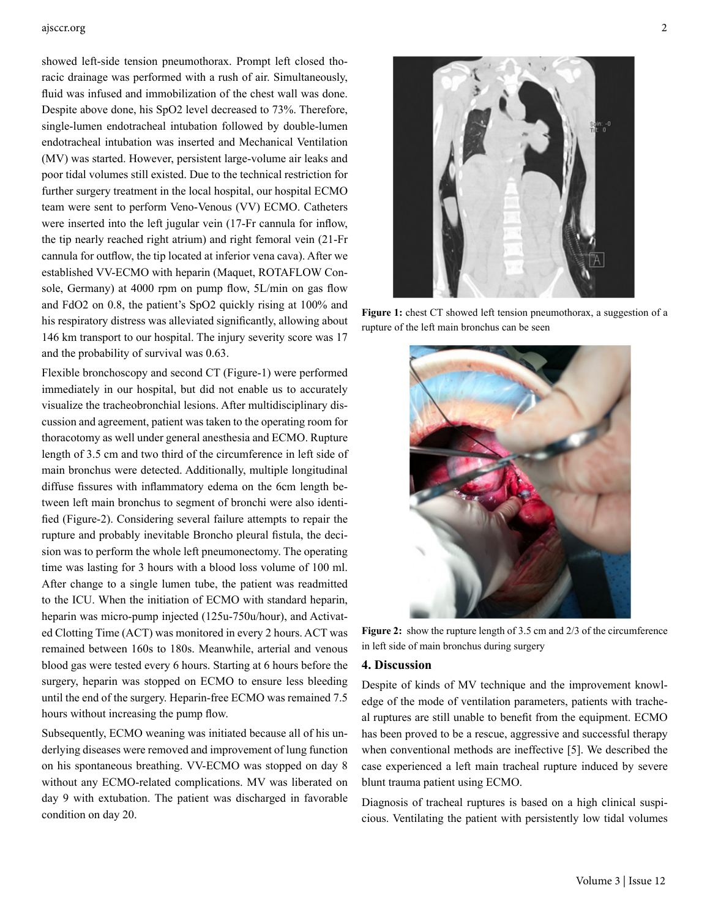showed left-side tension pneumothorax. Prompt left closed thoracic drainage was performed with a rush of air. Simultaneously, fluid was infused and immobilization of the chest wall was done. Despite above done, his SpO2 level decreased to 73%. Therefore, single-lumen endotracheal intubation followed by double-lumen endotracheal intubation was inserted and Mechanical Ventilation (MV) was started. However, persistent large-volume air leaks and poor tidal volumes still existed. Due to the technical restriction for further surgery treatment in the local hospital, our hospital ECMO team were sent to perform Veno-Venous (VV) ECMO. Catheters were inserted into the left jugular vein (17-Fr cannula for inflow, the tip nearly reached right atrium) and right femoral vein (21-Fr cannula for outflow, the tip located at inferior vena cava). After we established VV-ECMO with heparin (Maquet, ROTAFLOW Console, Germany) at 4000 rpm on pump flow, 5L/min on gas flow and FdO2 on 0.8, the patient's SpO2 quickly rising at 100% and his respiratory distress was alleviated significantly, allowing about 146 km transport to our hospital. The injury severity score was 17 and the probability of survival was 0.63.

Flexible bronchoscopy and second CT (Figure-1) were performed immediately in our hospital, but did not enable us to accurately visualize the tracheobronchial lesions. After multidisciplinary discussion and agreement, patient was taken to the operating room for thoracotomy as well under general anesthesia and ECMO. Rupture length of 3.5 cm and two third of the circumference in left side of main bronchus were detected. Additionally, multiple longitudinal diffuse fissures with inflammatory edema on the 6cm length between left main bronchus to segment of bronchi were also identified (Figure-2). Considering several failure attempts to repair the rupture and probably inevitable Broncho pleural fistula, the decision was to perform the whole left pneumonectomy. The operating time was lasting for 3 hours with a blood loss volume of 100 ml. After change to a single lumen tube, the patient was readmitted to the ICU. When the initiation of ECMO with standard heparin, heparin was micro-pump injected (125u-750u/hour), and Activated Clotting Time (ACT) was monitored in every 2 hours. ACT was remained between 160s to 180s. Meanwhile, arterial and venous blood gas were tested every 6 hours. Starting at 6 hours before the surgery, heparin was stopped on ECMO to ensure less bleeding until the end of the surgery. Heparin-free ECMO was remained 7.5 hours without increasing the pump flow.

Subsequently, ECMO weaning was initiated because all of his underlying diseases were removed and improvement of lung function on his spontaneous breathing. VV-ECMO was stopped on day 8 without any ECMO-related complications. MV was liberated on day 9 with extubation. The patient was discharged in favorable condition on day 20.

**Figure 1:** chest CT showed left tension pneumothorax, a suggestion of a rupture of the left main bronchus can be seen

**Figure 2:** show the rupture length of 3.5 cm and 2/3 of the circumference in left side of main bronchus during surgery

## 4. Discussion

Despite of kinds of MV technique and the improvement knowledge of the mode of ventilation parameters, patients with tracheal ruptures are still unable to benefit from the equipment. ECMO has been proved to be a rescue, aggressive and successful therapy when conventional methods are ineffective [5]. We described the case experienced a left main tracheal rupture induced by severe blunt trauma patient using ECMO.

Diagnosis of tracheal ruptures is based on a high clinical suspicious. Ventilating the patient with persistently low tidal volumes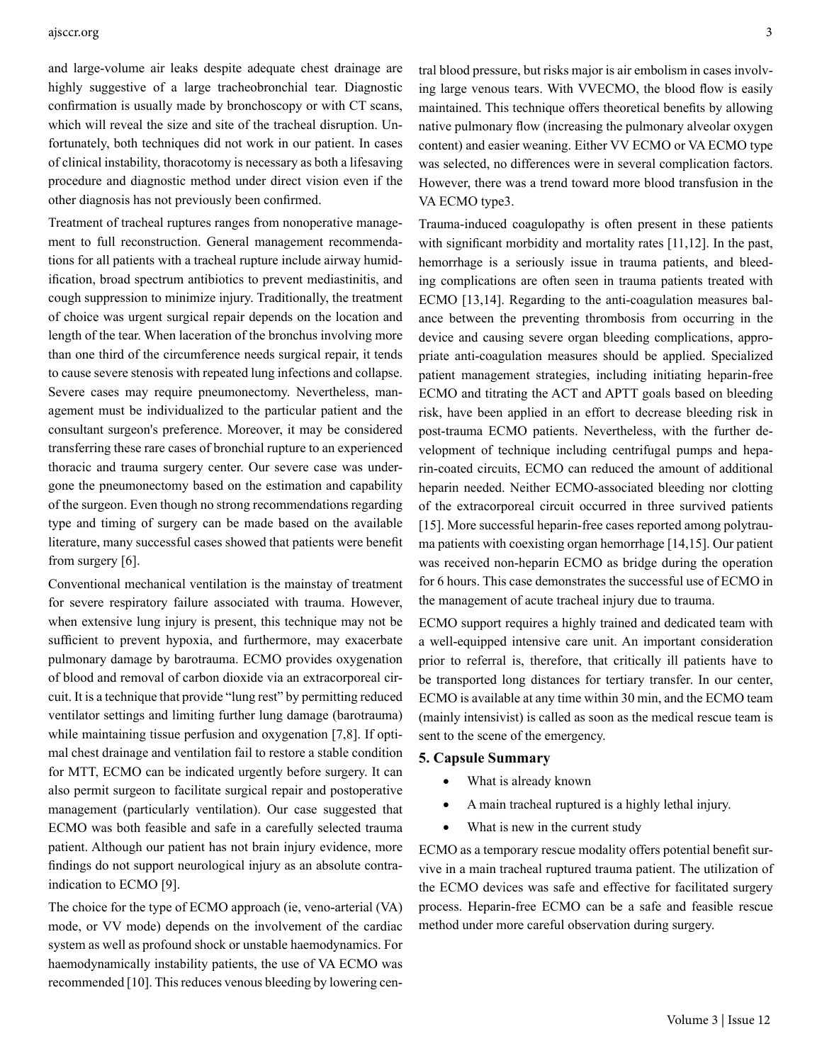and large-volume air leaks despite adequate chest drainage are highly suggestive of a large tracheobronchial tear. Diagnostic confirmation is usually made by bronchoscopy or with CT scans, which will reveal the size and site of the tracheal disruption. Unfortunately, both techniques did not work in our patient. In cases of clinical instability, thoracotomy is necessary as both a lifesaving procedure and diagnostic method under direct vision even if the other diagnosis has not previously been confirmed.

Treatment of tracheal ruptures ranges from nonoperative management to full reconstruction. General management recommendations for all patients with a tracheal rupture include airway humidification, broad spectrum antibiotics to prevent mediastinitis, and cough suppression to minimize injury. Traditionally, the treatment of choice was urgent surgical repair depends on the location and length of the tear. When laceration of the bronchus involving more than one third of the circumference needs surgical repair, it tends to cause severe stenosis with repeated lung infections and collapse. Severe cases may require pneumonectomy. Nevertheless, management must be individualized to the particular patient and the consultant surgeon's preference. Moreover, it may be considered transferring these rare cases of bronchial rupture to an experienced thoracic and trauma surgery center. Our severe case was undergone the pneumonectomy based on the estimation and capability of the surgeon. Even though no strong recommendations regarding type and timing of surgery can be made based on the available literature, many successful cases showed that patients were benefit from surgery [6].

Conventional mechanical ventilation is the mainstay of treatment for severe respiratory failure associated with trauma. However, when extensive lung injury is present, this technique may not be sufficient to prevent hypoxia, and furthermore, may exacerbate pulmonary damage by barotrauma. ECMO provides oxygenation of blood and removal of carbon dioxide via an extracorporeal circuit. It is a technique that provide "lung rest" by permitting reduced ventilator settings and limiting further lung damage (barotrauma) while maintaining tissue perfusion and oxygenation [7,8]. If optimal chest drainage and ventilation fail to restore a stable condition for MTT, ECMO can be indicated urgently before surgery. It can also permit surgeon to facilitate surgical repair and postoperative management (particularly ventilation). Our case suggested that ECMO was both feasible and safe in a carefully selected trauma patient. Although our patient has not brain injury evidence, more findings do not support neurological injury as an absolute contraindication to ECMO [9].

The choice for the type of ECMO approach (ie, veno-arterial (VA) mode, or VV mode) depends on the involvement of the cardiac system as well as profound shock or unstable haemodynamics. For haemodynamically instability patients, the use of VA ECMO was recommended [10]. This reduces venous bleeding by lowering central blood pressure, but risks major is air embolism in cases involving large venous tears. With VVECMO, the blood flow is easily maintained. This technique offers theoretical benefits by allowing native pulmonary flow (increasing the pulmonary alveolar oxygen content) and easier weaning. Either VV ECMO or VA ECMO type was selected, no differences were in several complication factors. However, there was a trend toward more blood transfusion in the VA ECMO type3.

Trauma-induced coagulopathy is often present in these patients with significant morbidity and mortality rates [11,12]. In the past, hemorrhage is a seriously issue in trauma patients, and bleeding complications are often seen in trauma patients treated with ECMO [13,14]. Regarding to the anti-coagulation measures balance between the preventing thrombosis from occurring in the device and causing severe organ bleeding complications, appropriate anti-coagulation measures should be applied. Specialized patient management strategies, including initiating heparin-free ECMO and titrating the ACT and APTT goals based on bleeding risk, have been applied in an effort to decrease bleeding risk in post-trauma ECMO patients. Nevertheless, with the further development of technique including centrifugal pumps and heparin-coated circuits, ECMO can reduced the amount of additional heparin needed. Neither ECMO-associated bleeding nor clotting of the extracorporeal circuit occurred in three survived patients [15]. More successful heparin-free cases reported among polytrauma patients with coexisting organ hemorrhage [14,15]. Our patient was received non-heparin ECMO as bridge during the operation for 6 hours. This case demonstrates the successful use of ECMO in the management of acute tracheal injury due to trauma.

ECMO support requires a highly trained and dedicated team with a well-equipped intensive care unit. An important consideration prior to referral is, therefore, that critically ill patients have to be transported long distances for tertiary transfer. In our center, ECMO is available at any time within 30 min, and the ECMO team (mainly intensivist) is called as soon as the medical rescue team is sent to the scene of the emergency.

## 5. Capsule Summary

- What is already known
- A main tracheal ruptured is a highly lethal injury.
- What is new in the current study

ECMO as a temporary rescue modality offers potential benefit survive in a main tracheal ruptured trauma patient. The utilization of the ECMO devices was safe and effective for facilitated surgery process. Heparin-free ECMO can be a safe and feasible rescue method under more careful observation during surgery.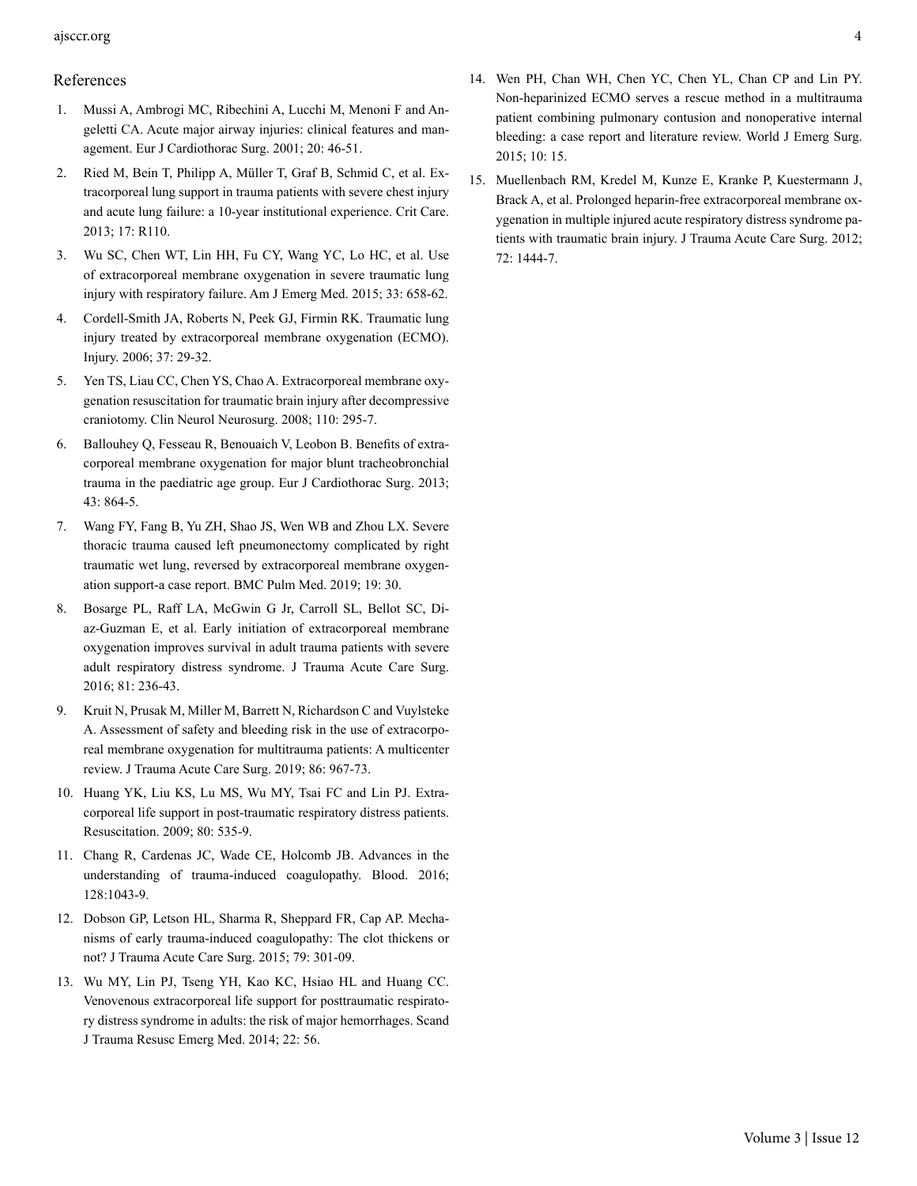## References

1. Mussi A, Ambrogi MC, Ribechini A, Lucchi M, Menoni F and Angeletti CA. Acute major airway injuries: clinical features and management. Eur J Cardiothorac Surg. 2001; 20: 46-51.
2. Ried M, Bein T, Philipp A, Müller T, Graf B, Schmid C, et al. Extracorporeal lung support in trauma patients with severe chest injury and acute lung failure: a 10-year institutional experience. Crit Care. 2013; 17: R110.
3. Wu SC, Chen WT, Lin HH, Fu CY, Wang YC, Lo HC, et al. Use of extracorporeal membrane oxygenation in severe traumatic lung injury with respiratory failure. Am J Emerg Med. 2015; 33: 658-62.
4. Cordell-Smith JA, Roberts N, Peek GJ, Firmin RK. Traumatic lung injury treated by extracorporeal membrane oxygenation (ECMO). Injury. 2006; 37: 29-32.
5. Yen TS, Liau CC, Chen YS, Chao A. Extracorporeal membrane oxygenation resuscitation for traumatic brain injury after decompressive craniotomy. Clin Neurol Neurosurg. 2008; 110: 295-7.
6. Ballouhey Q, Fesseau R, Benouaich V, Leobon B. Benefits of extracorporeal membrane oxygenation for major blunt tracheobronchial trauma in the paediatric age group. Eur J Cardiothorac Surg. 2013; 43: 864-5.
7. Wang FY, Fang B, Yu ZH, Shao JS, Wen WB and Zhou LX. Severe thoracic trauma caused left pneumonectomy complicated by right traumatic wet lung, reversed by extracorporeal membrane oxygenation support-a case report. BMC Pulm Med. 2019; 19: 30.
8. Bosarge PL, Raff LA, McGwin G Jr, Carroll SL, Bellot SC, Diaz-Guzman E, et al. Early initiation of extracorporeal membrane oxygenation improves survival in adult trauma patients with severe adult respiratory distress syndrome. J Trauma Acute Care Surg. 2016; 81: 236-43.
9. Kruit N, Prusak M, Miller M, Barrett N, Richardson C and Vuylsteke A. Assessment of safety and bleeding risk in the use of extracorporeal membrane oxygenation for multitrauma patients: A multicenter review. J Trauma Acute Care Surg. 2019; 86: 967-73.
10. Huang YK, Liu KS, Lu MS, Wu MY, Tsai FC and Lin PJ. Extracorporeal life support in post-traumatic respiratory distress patients. Resuscitation. 2009; 80: 535-9.
11. Chang R, Cardenas JC, Wade CE, Holcomb JB. Advances in the understanding of trauma-induced coagulopathy. Blood. 2016; 128:1043-9.
12. Dobson GP, Letson HL, Sharma R, Sheppard FR, Cap AP. Mechanisms of early trauma-induced coagulopathy: The clot thickens or not? J Trauma Acute Care Surg. 2015; 79: 301-09.
13. Wu MY, Lin PJ, Tseng YH, Kao KC, Hsiao HL and Huang CC. Venovenous extracorporeal life support for posttraumatic respiratory distress syndrome in adults: the risk of major hemorrhages. Scand J Trauma Resusc Emerg Med. 2014; 22: 56.
14. Wen PH, Chan WH, Chen YC, Chen YL, Chan CP and Lin PY. Non-heparinized ECMO serves a rescue method in a multitrauma patient combining pulmonary contusion and nonoperative internal bleeding: a case report and literature review. World J Emerg Surg. 2015; 10: 15.
15. Muellenbach RM, Kredel M, Kunze E, Kranke P, Kuestermann J, Brack A, et al. Prolonged heparin-free extracorporeal membrane oxygenation in multiple injured acute respiratory distress syndrome patients with traumatic brain injury. J Trauma Acute Care Surg. 2012; 72: 1444-7.